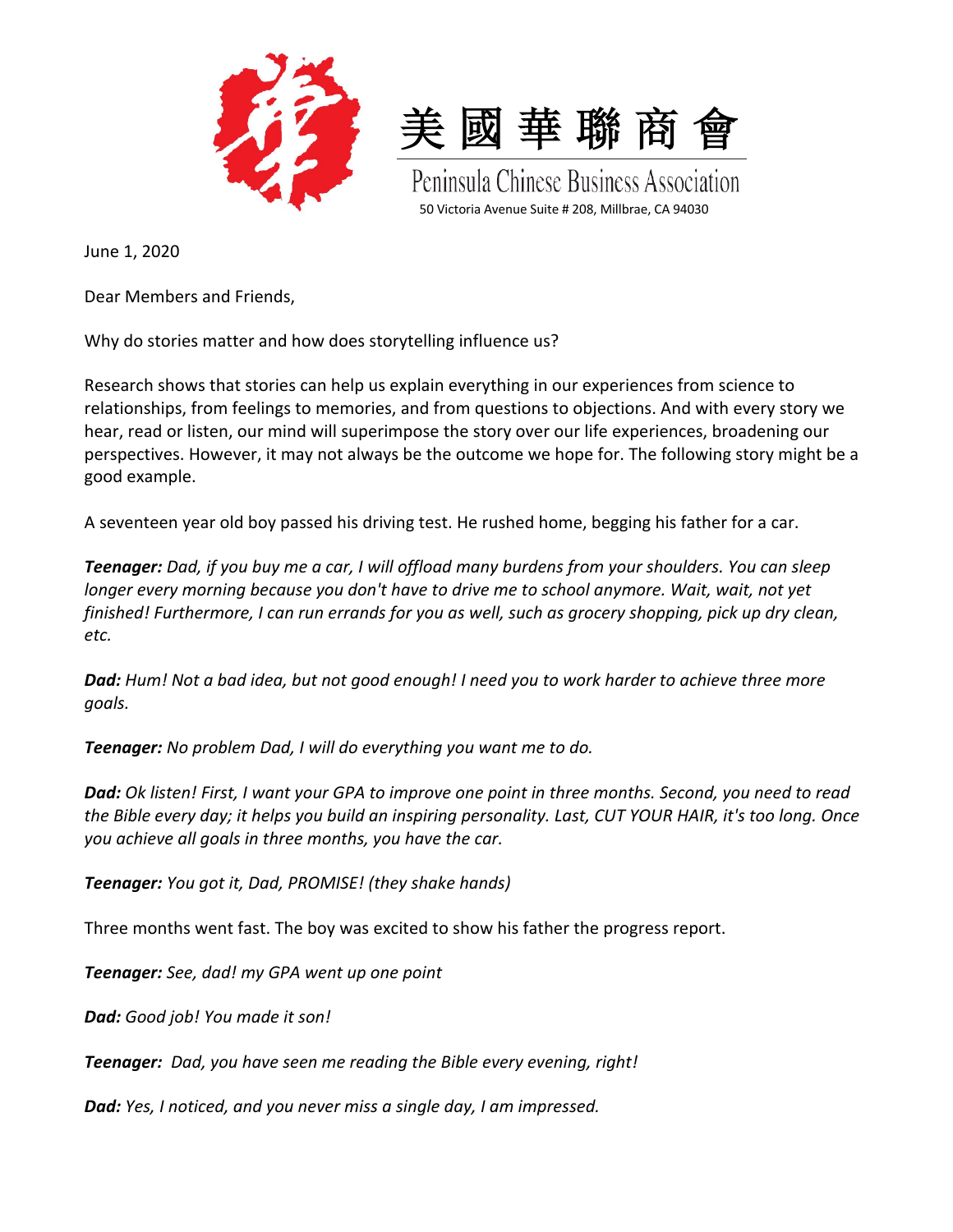美國華聯商會

Peninsula Chinese Business Association

50 Victoria Avenue Suite # 208, Millbrae, CA 94030

June 1, 2020

Dear Members and Friends,

Why do stories matter and how does storytelling influence us?

Research shows that stories can help us explain everything in our experiences from science to relationships, from feelings to memories, and from questions to objections. And with every story we hear, read or listen, our mind will superimpose the story over our life experiences, broadening our perspectives. However, it may not always be the outcome we hope for. The following story might be a good example.

A seventeen year old boy passed his driving test. He rushed home, begging his father for a car.

***Teenager:*** *Dad, if you buy me a car, I will offload many burdens from your shoulders. You can sleep longer every morning because you don't have to drive me to school anymore. Wait, wait, not yet finished! Furthermore, I can run errands for you as well, such as grocery shopping, pick up dry clean, etc.*

***Dad:*** *Hum! Not a bad idea, but not good enough! I need you to work harder to achieve three more goals.*

***Teenager:*** *No problem Dad, I will do everything you want me to do.*

***Dad:*** *Ok listen! First, I want your GPA to improve one point in three months. Second, you need to read the Bible every day; it helps you build an inspiring personality. Last, CUT YOUR HAIR, it's too long. Once you achieve all goals in three months, you have the car.*

***Teenager:*** *You got it, Dad, PROMISE! (they shake hands)*

Three months went fast. The boy was excited to show his father the progress report.

***Teenager:*** *See, dad! my GPA went up one point*

***Dad:*** *Good job! You made it son!*

***Teenager:*** *Dad, you have seen me reading the Bible every evening, right!*

***Dad:*** *Yes, I noticed, and you never miss a single day, I am impressed.*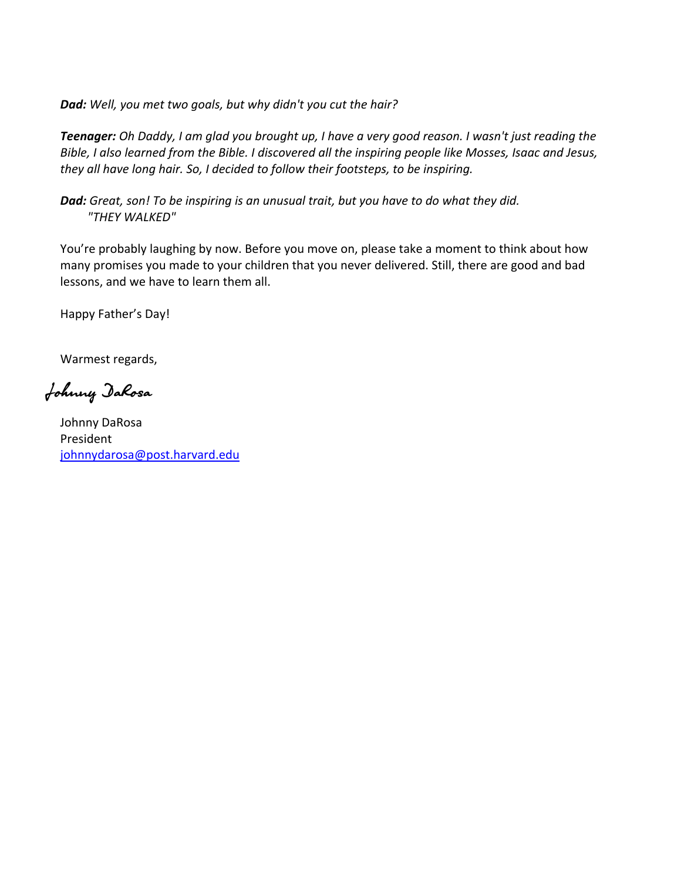***Dad:*** *Well, you met two goals, but why didn't you cut the hair?*

***Teenager:*** *Oh Daddy, I am glad you brought up, I have a very good reason. I wasn't just reading the Bible, I also learned from the Bible. I discovered all the inspiring people like Mosses, Isaac and Jesus, they all have long hair. So, I decided to follow their footsteps, to be inspiring.*

***Dad:*** *Great, son! To be inspiring is an unusual trait, but you have to do what they did.*
*"THEY WALKED"*

You're probably laughing by now. Before you move on, please take a moment to think about how many promises you made to your children that you never delivered. Still, there are good and bad lessons, and we have to learn them all.

Happy Father's Day!

Warmest regards,

*Johnny DaRosa*

Johnny DaRosa
President
johnnydarosa@post.harvard.edu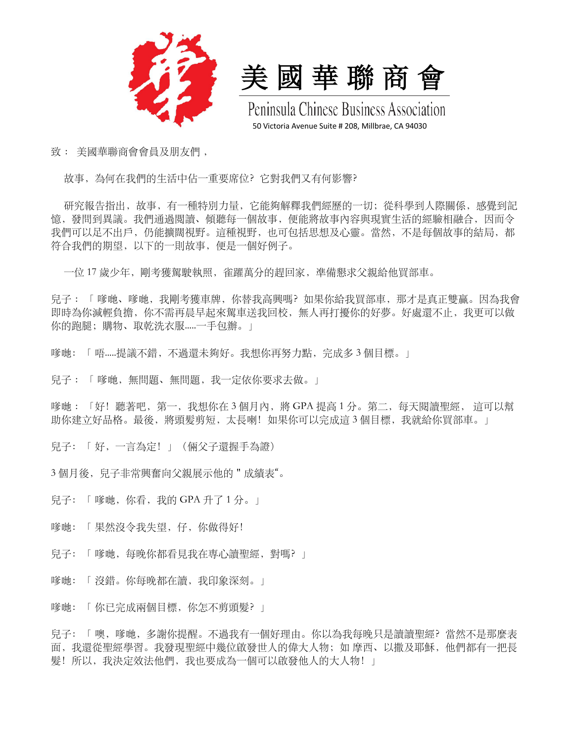# 美國華聯商會

Peninsula Chinese Business Association

50 Victoria Avenue Suite # 208, Millbrae, CA 94030

致： 美國華聯商會會員及朋友們，

故事，為何在我們的生活中佔一重要席位？ 它對我們又有何影響?

研究報告指出，故事，有一種特別力量，它能夠解釋我們經歷的一切；從科學到人際關係，感覺到記憶，發問到異議。我們通過閱讀、傾聽每一個故事，便能將故事內容與現實生活的經驗相融合，因而令我們可以足不出戶，仍能擴闊視野。這種視野，也可包括思想及心靈。當然，不是每個故事的結局，都符合我們的期望，以下的一則故事，便是一個好例子。

一位 17 歲少年，剛考獲駕駛執照，雀躍萬分的趕回家，準備懇求父親給他買部車。

兒子：「 嗲哋、嗲哋，我剛考獲車牌，你替我高興嗎? 如果你給我買部車，那才是真正雙贏。因為我會即時為你減輕負擔，你不需再晨早起來駕車送我回校，無人再打擾你的好夢。好處還不止，我更可以做你的跑腿；購物、取乾洗衣服.....一手包辦。」

嗲哋：「 唔.....提議不錯，不過還未夠好。我想你再努力點，完成多 3 個目標。」

兒子：「 嗲哋，無問題、無問題，我一定依你要求去做。」

嗲哋：「好！ 聽著吧，第一，我想你在 3 個月內，將 GPA 提高 1 分。第二，每天閱讀聖經， 這可以幫助你建立好品格。最後，將頭髮剪短，太長喇！如果你可以完成這 3 個目標，我就給你買部車。」

兒子：「 好，一言為定！ 」（倆父子還握手為證）

3 個月後，兒子非常興奮向父親展示他的 " 成績表“。

兒子：「 嗲哋，你看，我的 GPA 升了 1 分。」

嗲哋：「 果然沒令我失望，仔，你做得好!

兒子：「 嗲哋，每晚你都看見我在專心讀聖經，對嗎? 」

嗲哋：「 沒錯。你每晚都在讀，我印象深刻。」

嗲哋：「 你已完成兩個目標，你怎不剪頭髮? 」

兒子：「 噢，嗲哋，多謝你提醒。不過我有一個好理由。你以為我每晚只是讀讀聖經? 當然不是那麼表面，我還從聖經學習。我發現聖經中幾位啟發世人的偉大人物；如 摩西、以撒及耶穌，他們都有一把長髮！所以，我決定效法他們，我也要成為一個可以啟發他人的大人物！」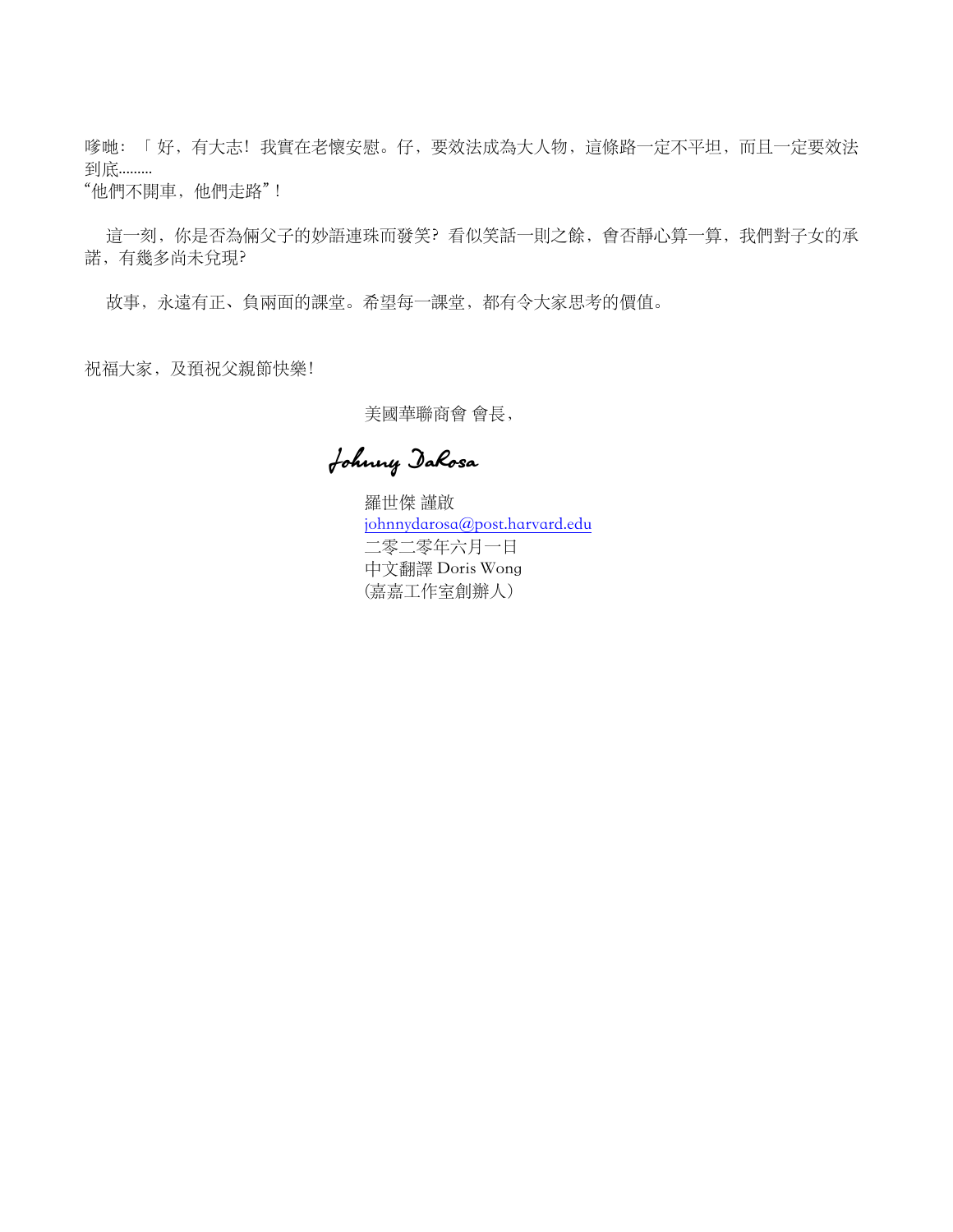爹哋：「 好，有大志！我實在老懷安慰。仔，要效法成為大人物，這條路一定不平坦，而且一定要效法到底………
"他們不開車，他們走路"！

這一刻，你是否為倆父子的妙語連珠而發笑？看似笑話一則之餘，會否靜心算一算，我們對子女的承諾，有幾多尚未兌現？

故事，永遠有正、負兩面的課堂。希望每一課堂，都有令大家思考的價值。

祝福大家，及預祝父親節快樂！

美國華聯商會 會長，

Johnny DaRosa

羅世傑 謹啟
johnnydarosa@post.harvard.edu
二零二零年六月一日
中文翻譯 Doris Wong
(嘉嘉工作室創辦人)